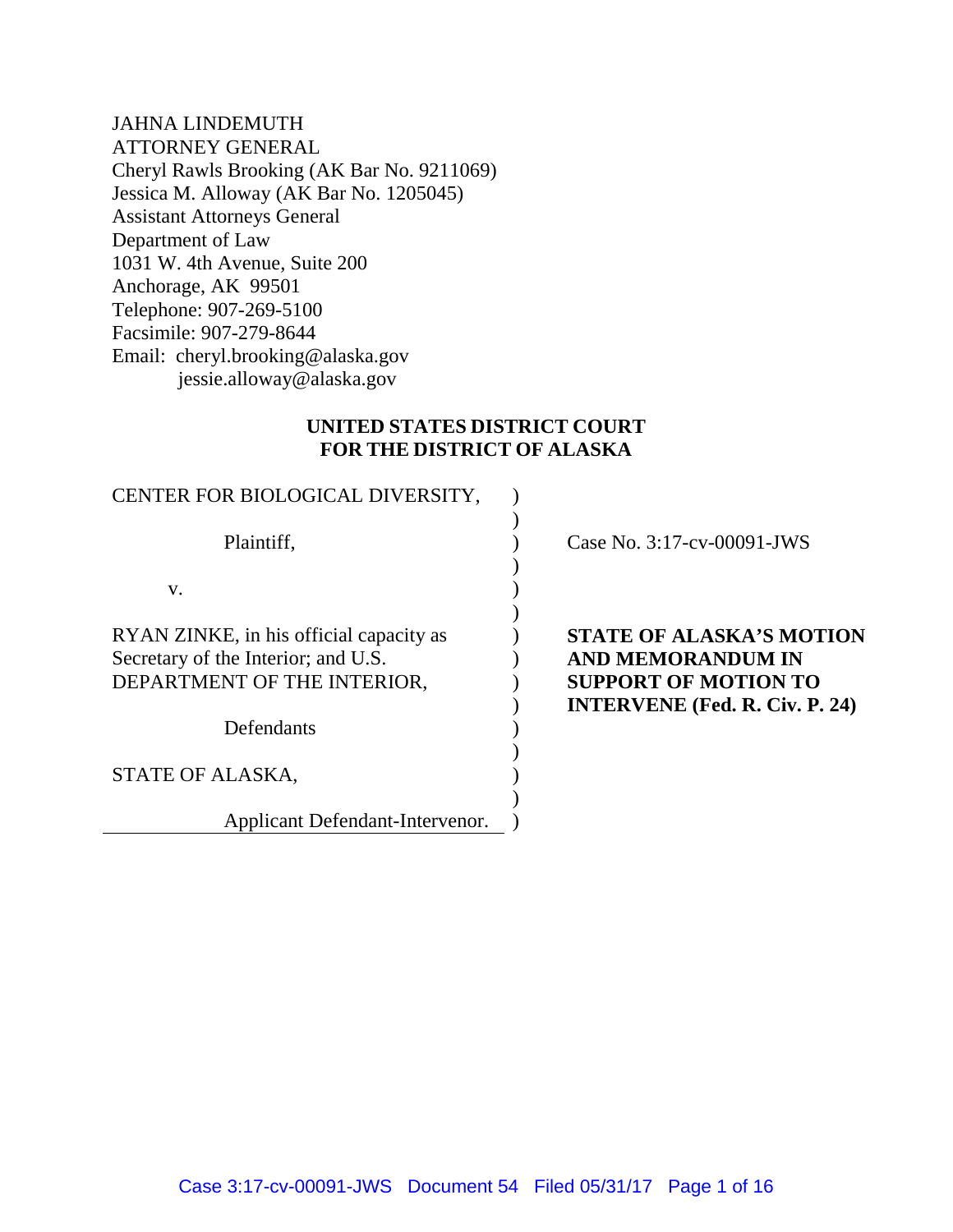JAHNA LINDEMUTH
ATTORNEY GENERAL
Cheryl Rawls Brooking (AK Bar No. 9211069)
Jessica M. Alloway (AK Bar No. 1205045)
Assistant Attorneys General
Department of Law
1031 W. 4th Avenue, Suite 200
Anchorage, AK 99501
Telephone: 907-269-5100
Facsimile: 907-279-8644
Email: cheryl.brooking@alaska.gov
jessie.alloway@alaska.gov

**UNITED STATES DISTRICT COURT**
**FOR THE DISTRICT OF ALASKA**

| | | |
|---|---|---|
| CENTER FOR BIOLOGICAL DIVERSITY, | ) | |
| | ) | |
| Plaintiff, | ) | Case No. 3:17-cv-00091-JWS |
| | ) | |
| v. | ) | |
| | ) | |
| RYAN ZINKE, in his official capacity as Secretary of the Interior; and U.S. DEPARTMENT OF THE INTERIOR, | ) | **STATE OF ALASKA'S MOTION AND MEMORANDUM IN SUPPORT OF MOTION TO INTERVENE (Fed. R. Civ. P. 24)** |
| | ) | |
| Defendants | ) | |
| | ) | |
| STATE OF ALASKA, | ) | |
| | ) | |
| Applicant Defendant-Intervenor. | ) | |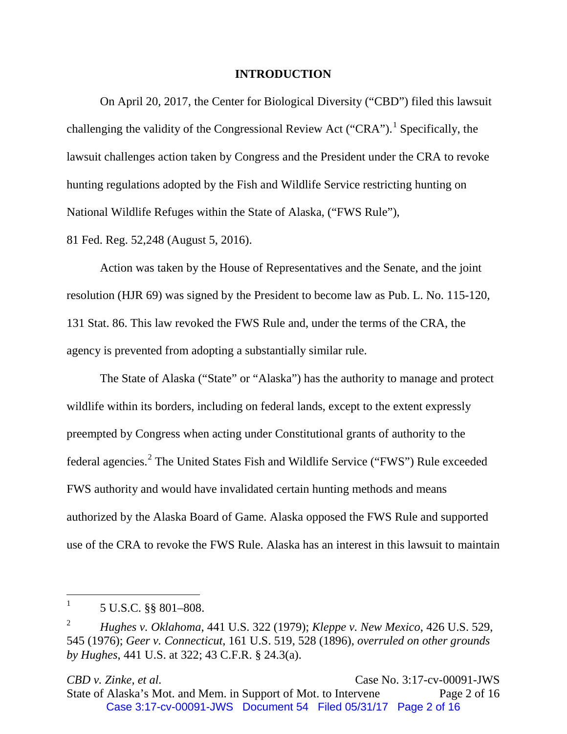## INTRODUCTION

On April 20, 2017, the Center for Biological Diversity ("CBD") filed this lawsuit challenging the validity of the Congressional Review Act ("CRA").[1] Specifically, the lawsuit challenges action taken by Congress and the President under the CRA to revoke hunting regulations adopted by the Fish and Wildlife Service restricting hunting on National Wildlife Refuges within the State of Alaska, ("FWS Rule"), 81 Fed. Reg. 52,248 (August 5, 2016).

Action was taken by the House of Representatives and the Senate, and the joint resolution (HJR 69) was signed by the President to become law as Pub. L. No. 115-120, 131 Stat. 86. This law revoked the FWS Rule and, under the terms of the CRA, the agency is prevented from adopting a substantially similar rule.

The State of Alaska ("State" or "Alaska") has the authority to manage and protect wildlife within its borders, including on federal lands, except to the extent expressly preempted by Congress when acting under Constitutional grants of authority to the federal agencies.[2] The United States Fish and Wildlife Service ("FWS") Rule exceeded FWS authority and would have invalidated certain hunting methods and means authorized by the Alaska Board of Game. Alaska opposed the FWS Rule and supported use of the CRA to revoke the FWS Rule. Alaska has an interest in this lawsuit to maintain

---

[1] 5 U.S.C. §§ 801–808.

[2] *Hughes v. Oklahoma*, 441 U.S. 322 (1979); *Kleppe v. New Mexico*, 426 U.S. 529, 545 (1976); *Geer v. Connecticut*, 161 U.S. 519, 528 (1896), *overruled on other grounds by Hughes*, 441 U.S. at 322; 43 C.F.R. § 24.3(a).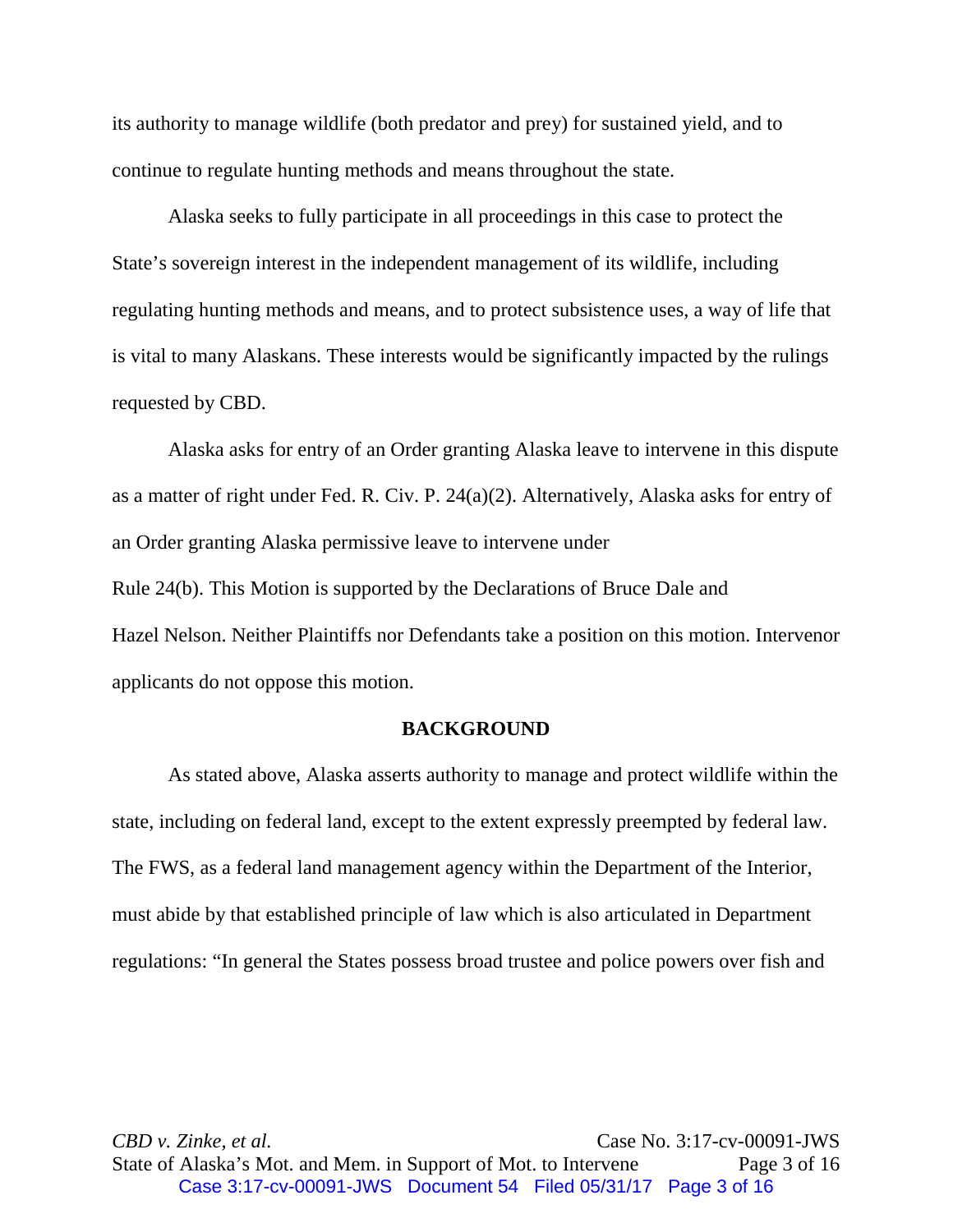its authority to manage wildlife (both predator and prey) for sustained yield, and to continue to regulate hunting methods and means throughout the state.

Alaska seeks to fully participate in all proceedings in this case to protect the State's sovereign interest in the independent management of its wildlife, including regulating hunting methods and means, and to protect subsistence uses, a way of life that is vital to many Alaskans. These interests would be significantly impacted by the rulings requested by CBD.

Alaska asks for entry of an Order granting Alaska leave to intervene in this dispute as a matter of right under Fed. R. Civ. P. 24(a)(2). Alternatively, Alaska asks for entry of an Order granting Alaska permissive leave to intervene under Rule 24(b). This Motion is supported by the Declarations of Bruce Dale and Hazel Nelson. Neither Plaintiffs nor Defendants take a position on this motion. Intervenor applicants do not oppose this motion.

## BACKGROUND

As stated above, Alaska asserts authority to manage and protect wildlife within the state, including on federal land, except to the extent expressly preempted by federal law. The FWS, as a federal land management agency within the Department of the Interior, must abide by that established principle of law which is also articulated in Department regulations: "In general the States possess broad trustee and police powers over fish and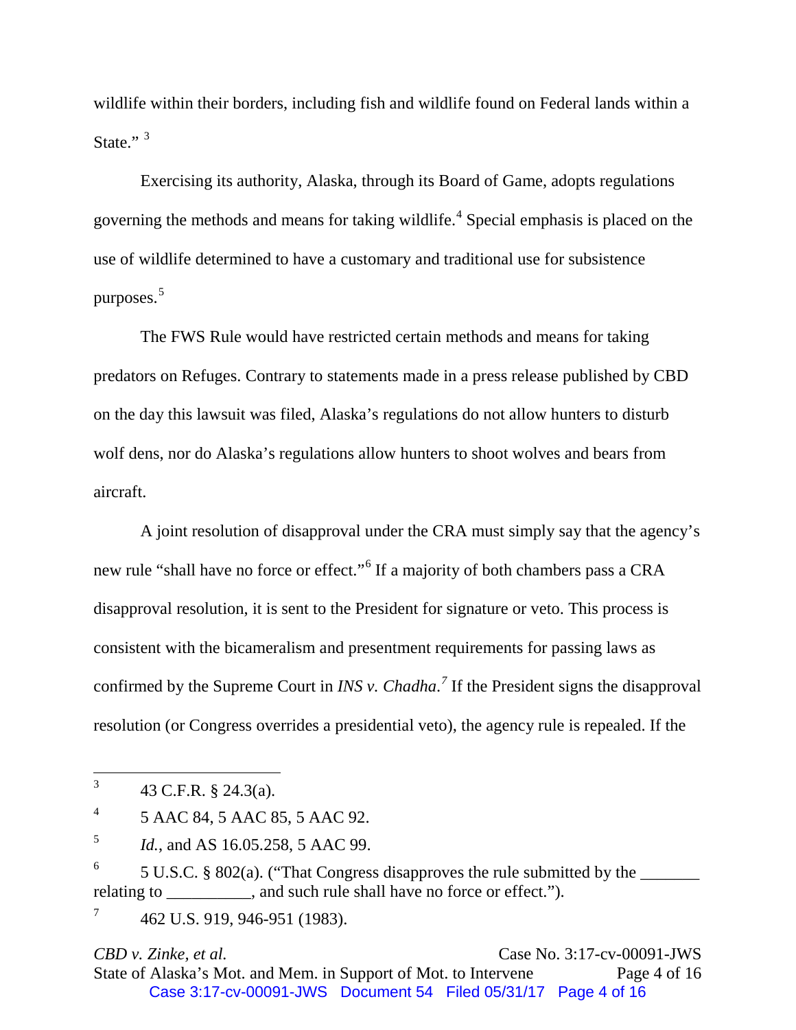wildlife within their borders, including fish and wildlife found on Federal lands within a State." [3]

Exercising its authority, Alaska, through its Board of Game, adopts regulations governing the methods and means for taking wildlife.[4] Special emphasis is placed on the use of wildlife determined to have a customary and traditional use for subsistence purposes.[5]

The FWS Rule would have restricted certain methods and means for taking predators on Refuges. Contrary to statements made in a press release published by CBD on the day this lawsuit was filed, Alaska's regulations do not allow hunters to disturb wolf dens, nor do Alaska's regulations allow hunters to shoot wolves and bears from aircraft.

A joint resolution of disapproval under the CRA must simply say that the agency's new rule "shall have no force or effect."[6] If a majority of both chambers pass a CRA disapproval resolution, it is sent to the President for signature or veto. This process is consistent with the bicameralism and presentment requirements for passing laws as confirmed by the Supreme Court in *INS v. Chadha*.[7] If the President signs the disapproval resolution (or Congress overrides a presidential veto), the agency rule is repealed. If the

---

[3] 43 C.F.R. § 24.3(a).

[4] 5 AAC 84, 5 AAC 85, 5 AAC 92.

[5] *Id.*, and AS 16.05.258, 5 AAC 99.

[6] 5 U.S.C. § 802(a). ("That Congress disapproves the rule submitted by the _______ relating to __________, and such rule shall have no force or effect.").

[7] 462 U.S. 919, 946-951 (1983).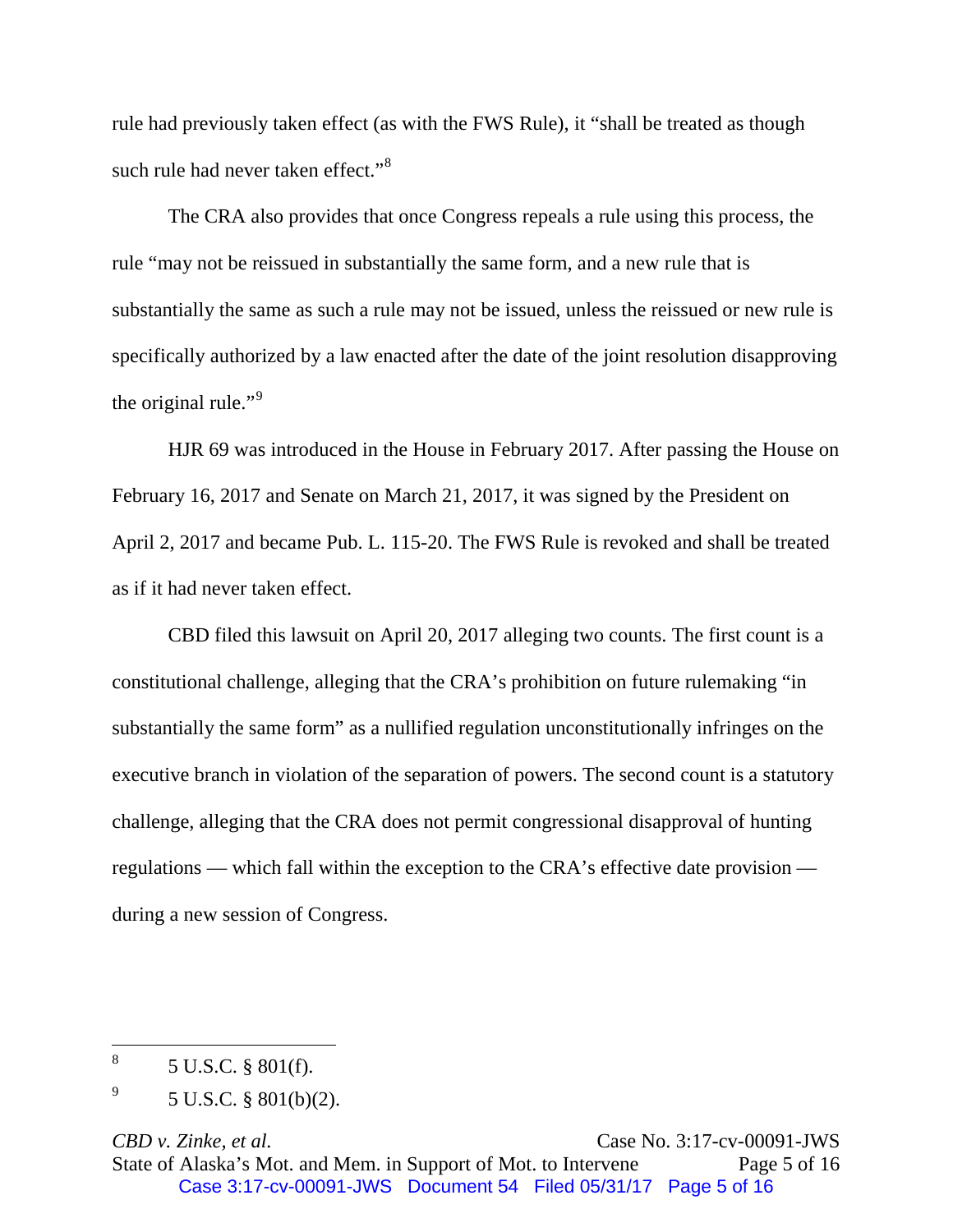rule had previously taken effect (as with the FWS Rule), it "shall be treated as though such rule had never taken effect."[8]

The CRA also provides that once Congress repeals a rule using this process, the rule "may not be reissued in substantially the same form, and a new rule that is substantially the same as such a rule may not be issued, unless the reissued or new rule is specifically authorized by a law enacted after the date of the joint resolution disapproving the original rule."[9]

HJR 69 was introduced in the House in February 2017. After passing the House on February 16, 2017 and Senate on March 21, 2017, it was signed by the President on April 2, 2017 and became Pub. L. 115-20. The FWS Rule is revoked and shall be treated as if it had never taken effect.

CBD filed this lawsuit on April 20, 2017 alleging two counts. The first count is a constitutional challenge, alleging that the CRA's prohibition on future rulemaking "in substantially the same form" as a nullified regulation unconstitutionally infringes on the executive branch in violation of the separation of powers. The second count is a statutory challenge, alleging that the CRA does not permit congressional disapproval of hunting regulations — which fall within the exception to the CRA's effective date provision — during a new session of Congress.

---

[8] 5 U.S.C. § 801(f).

[9] 5 U.S.C. § 801(b)(2).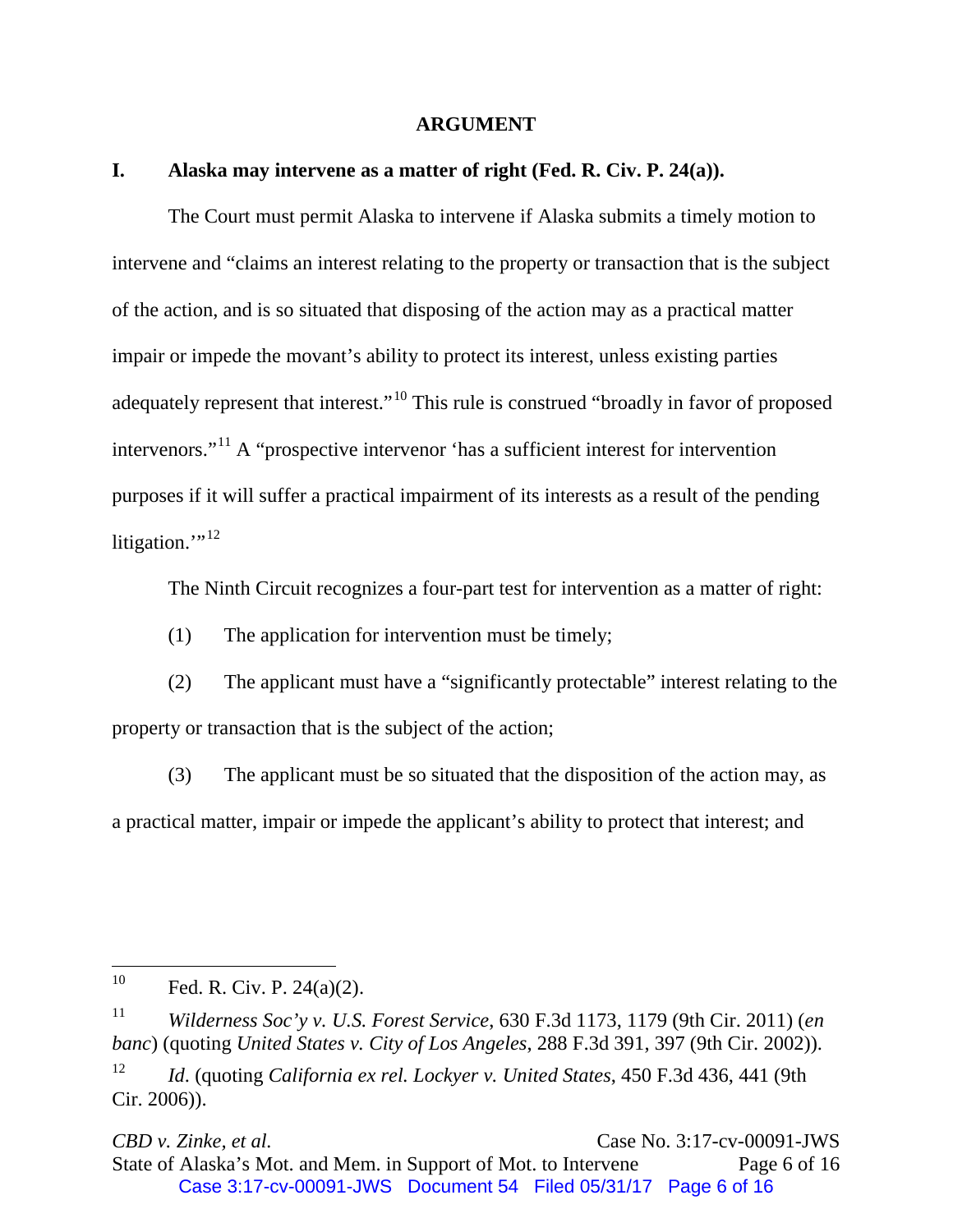## ARGUMENT

### I. Alaska may intervene as a matter of right (Fed. R. Civ. P. 24(a)).

The Court must permit Alaska to intervene if Alaska submits a timely motion to intervene and "claims an interest relating to the property or transaction that is the subject of the action, and is so situated that disposing of the action may as a practical matter impair or impede the movant's ability to protect its interest, unless existing parties adequately represent that interest."[10] This rule is construed "broadly in favor of proposed intervenors."[11] A "prospective intervenor 'has a sufficient interest for intervention purposes if it will suffer a practical impairment of its interests as a result of the pending litigation.'"[12]

The Ninth Circuit recognizes a four-part test for intervention as a matter of right:

(1) The application for intervention must be timely;

(2) The applicant must have a "significantly protectable" interest relating to the property or transaction that is the subject of the action;

(3) The applicant must be so situated that the disposition of the action may, as a practical matter, impair or impede the applicant's ability to protect that interest; and

---

[10] Fed. R. Civ. P. 24(a)(2).

[11] *Wilderness Soc'y v. U.S. Forest Service*, 630 F.3d 1173, 1179 (9th Cir. 2011) (*en banc*) (quoting *United States v. City of Los Angeles*, 288 F.3d 391, 397 (9th Cir. 2002)).

[12] *Id.* (quoting *California ex rel. Lockyer v. United States*, 450 F.3d 436, 441 (9th Cir. 2006)).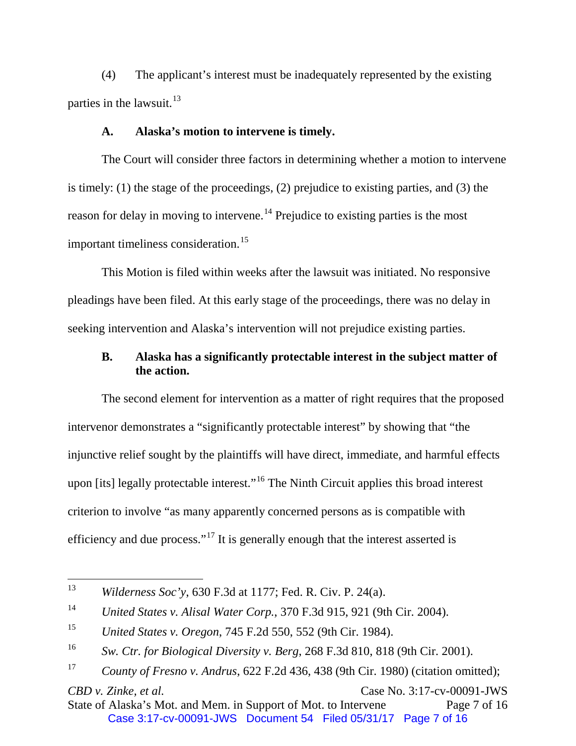(4) The applicant's interest must be inadequately represented by the existing parties in the lawsuit.[13]

**A. Alaska's motion to intervene is timely.**

The Court will consider three factors in determining whether a motion to intervene is timely: (1) the stage of the proceedings, (2) prejudice to existing parties, and (3) the reason for delay in moving to intervene.[14] Prejudice to existing parties is the most important timeliness consideration.[15]

This Motion is filed within weeks after the lawsuit was initiated. No responsive pleadings have been filed. At this early stage of the proceedings, there was no delay in seeking intervention and Alaska's intervention will not prejudice existing parties.

**B. Alaska has a significantly protectable interest in the subject matter of the action.**

The second element for intervention as a matter of right requires that the proposed intervenor demonstrates a "significantly protectable interest" by showing that "the injunctive relief sought by the plaintiffs will have direct, immediate, and harmful effects upon [its] legally protectable interest."[16] The Ninth Circuit applies this broad interest criterion to involve "as many apparently concerned persons as is compatible with efficiency and due process."[17] It is generally enough that the interest asserted is

---

[13] *Wilderness Soc'y*, 630 F.3d at 1177; Fed. R. Civ. P. 24(a).

[14] *United States v. Alisal Water Corp.*, 370 F.3d 915, 921 (9th Cir. 2004).

[15] *United States v. Oregon*, 745 F.2d 550, 552 (9th Cir. 1984).

[16] *Sw. Ctr. for Biological Diversity v. Berg*, 268 F.3d 810, 818 (9th Cir. 2001).

[17] *County of Fresno v. Andrus*, 622 F.2d 436, 438 (9th Cir. 1980) (citation omitted);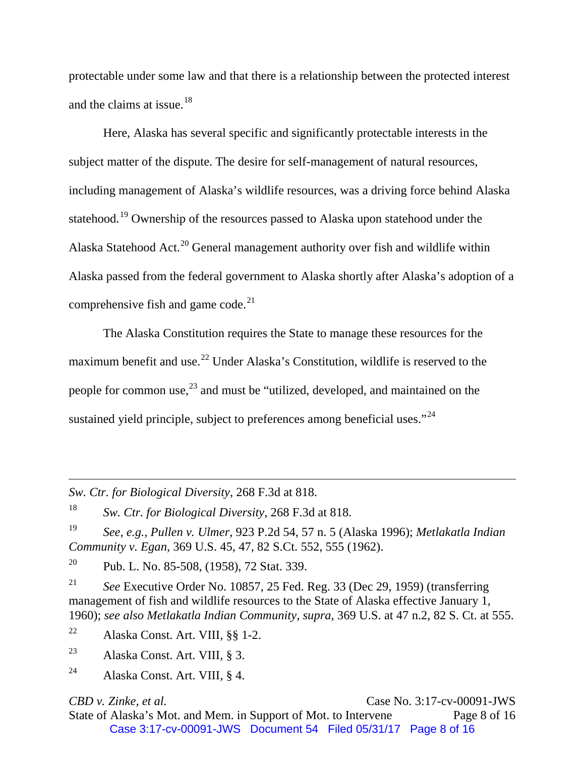protectable under some law and that there is a relationship between the protected interest and the claims at issue.[18]

Here, Alaska has several specific and significantly protectable interests in the subject matter of the dispute. The desire for self-management of natural resources, including management of Alaska's wildlife resources, was a driving force behind Alaska statehood.[19] Ownership of the resources passed to Alaska upon statehood under the Alaska Statehood Act.[20] General management authority over fish and wildlife within Alaska passed from the federal government to Alaska shortly after Alaska's adoption of a comprehensive fish and game code.[21]

The Alaska Constitution requires the State to manage these resources for the maximum benefit and use.[22] Under Alaska's Constitution, wildlife is reserved to the people for common use,[23] and must be "utilized, developed, and maintained on the sustained yield principle, subject to preferences among beneficial uses."[24]

---

*Sw. Ctr. for Biological Diversity*, 268 F.3d at 818.

[18] *Sw. Ctr. for Biological Diversity*, 268 F.3d at 818.

[19] *See, e.g., Pullen v. Ulmer*, 923 P.2d 54, 57 n. 5 (Alaska 1996); *Metlakatla Indian Community v. Egan*, 369 U.S. 45, 47, 82 S.Ct. 552, 555 (1962).

[20] Pub. L. No. 85-508, (1958), 72 Stat. 339.

[21] *See* Executive Order No. 10857, 25 Fed. Reg. 33 (Dec 29, 1959) (transferring management of fish and wildlife resources to the State of Alaska effective January 1, 1960); *see also Metlakatla Indian Community*, *supra*, 369 U.S. at 47 n.2, 82 S. Ct. at 555.

[22] Alaska Const. Art. VIII, §§ 1-2.

[23] Alaska Const. Art. VIII, § 3.

[24] Alaska Const. Art. VIII, § 4.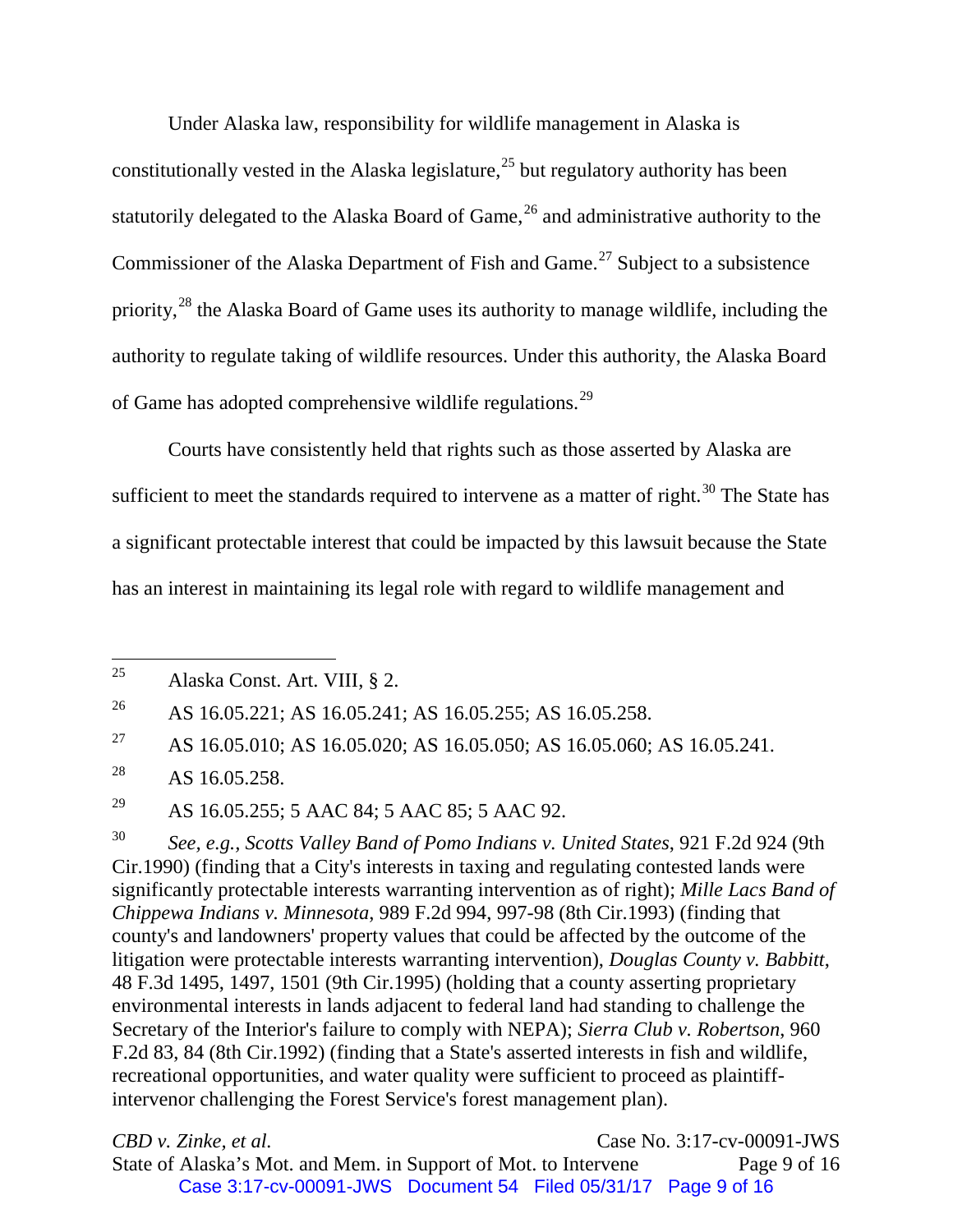Under Alaska law, responsibility for wildlife management in Alaska is constitutionally vested in the Alaska legislature,[25] but regulatory authority has been statutorily delegated to the Alaska Board of Game,[26] and administrative authority to the Commissioner of the Alaska Department of Fish and Game.[27] Subject to a subsistence priority,[28] the Alaska Board of Game uses its authority to manage wildlife, including the authority to regulate taking of wildlife resources. Under this authority, the Alaska Board of Game has adopted comprehensive wildlife regulations.[29]

Courts have consistently held that rights such as those asserted by Alaska are sufficient to meet the standards required to intervene as a matter of right.[30] The State has a significant protectable interest that could be impacted by this lawsuit because the State has an interest in maintaining its legal role with regard to wildlife management and

---

[25] Alaska Const. Art. VIII, § 2.

[26] AS 16.05.221; AS 16.05.241; AS 16.05.255; AS 16.05.258.

[27] AS 16.05.010; AS 16.05.020; AS 16.05.050; AS 16.05.060; AS 16.05.241.

[28] AS 16.05.258.

[29] AS 16.05.255; 5 AAC 84; 5 AAC 85; 5 AAC 92.

[30] *See, e.g., Scotts Valley Band of Pomo Indians v. United States*, 921 F.2d 924 (9th Cir.1990) (finding that a City's interests in taxing and regulating contested lands were significantly protectable interests warranting intervention as of right); *Mille Lacs Band of Chippewa Indians v. Minnesota*, 989 F.2d 994, 997-98 (8th Cir.1993) (finding that county's and landowners' property values that could be affected by the outcome of the litigation were protectable interests warranting intervention), *Douglas County v. Babbitt*, 48 F.3d 1495, 1497, 1501 (9th Cir.1995) (holding that a county asserting proprietary environmental interests in lands adjacent to federal land had standing to challenge the Secretary of the Interior's failure to comply with NEPA); *Sierra Club v. Robertson*, 960 F.2d 83, 84 (8th Cir.1992) (finding that a State's asserted interests in fish and wildlife, recreational opportunities, and water quality were sufficient to proceed as plaintiff-intervenor challenging the Forest Service's forest management plan).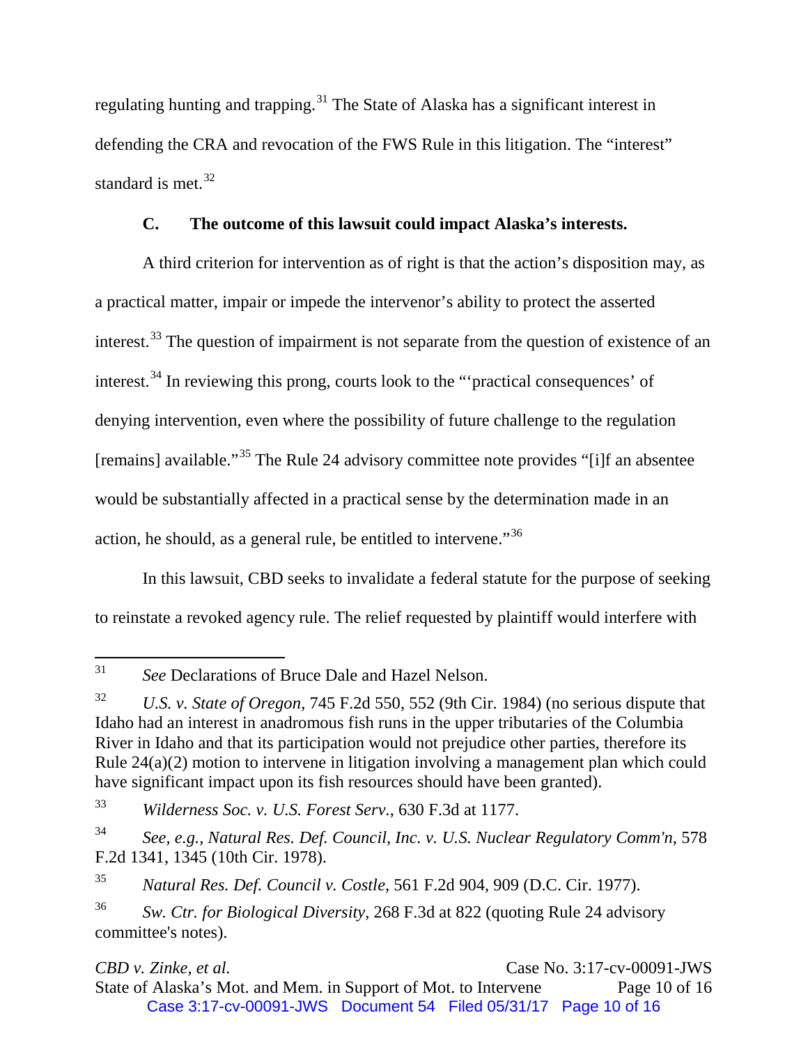regulating hunting and trapping.[31] The State of Alaska has a significant interest in defending the CRA and revocation of the FWS Rule in this litigation. The "interest" standard is met.[32]

### C. The outcome of this lawsuit could impact Alaska's interests.

A third criterion for intervention as of right is that the action's disposition may, as a practical matter, impair or impede the intervenor's ability to protect the asserted interest.[33] The question of impairment is not separate from the question of existence of an interest.[34] In reviewing this prong, courts look to the "'practical consequences' of denying intervention, even where the possibility of future challenge to the regulation [remains] available."[35] The Rule 24 advisory committee note provides "[i]f an absentee would be substantially affected in a practical sense by the determination made in an action, he should, as a general rule, be entitled to intervene."[36]

In this lawsuit, CBD seeks to invalidate a federal statute for the purpose of seeking to reinstate a revoked agency rule. The relief requested by plaintiff would interfere with

---

[31] *See* Declarations of Bruce Dale and Hazel Nelson.

[32] *U.S. v. State of Oregon*, 745 F.2d 550, 552 (9th Cir. 1984) (no serious dispute that Idaho had an interest in anadromous fish runs in the upper tributaries of the Columbia River in Idaho and that its participation would not prejudice other parties, therefore its Rule 24(a)(2) motion to intervene in litigation involving a management plan which could have significant impact upon its fish resources should have been granted).

[33] *Wilderness Soc. v. U.S. Forest Serv.*, 630 F.3d at 1177.

[34] *See, e.g., Natural Res. Def. Council, Inc. v. U.S. Nuclear Regulatory Comm'n*, 578 F.2d 1341, 1345 (10th Cir. 1978).

[35] *Natural Res. Def. Council v. Costle*, 561 F.2d 904, 909 (D.C. Cir. 1977).

[36] *Sw. Ctr. for Biological Diversity*, 268 F.3d at 822 (quoting Rule 24 advisory committee's notes).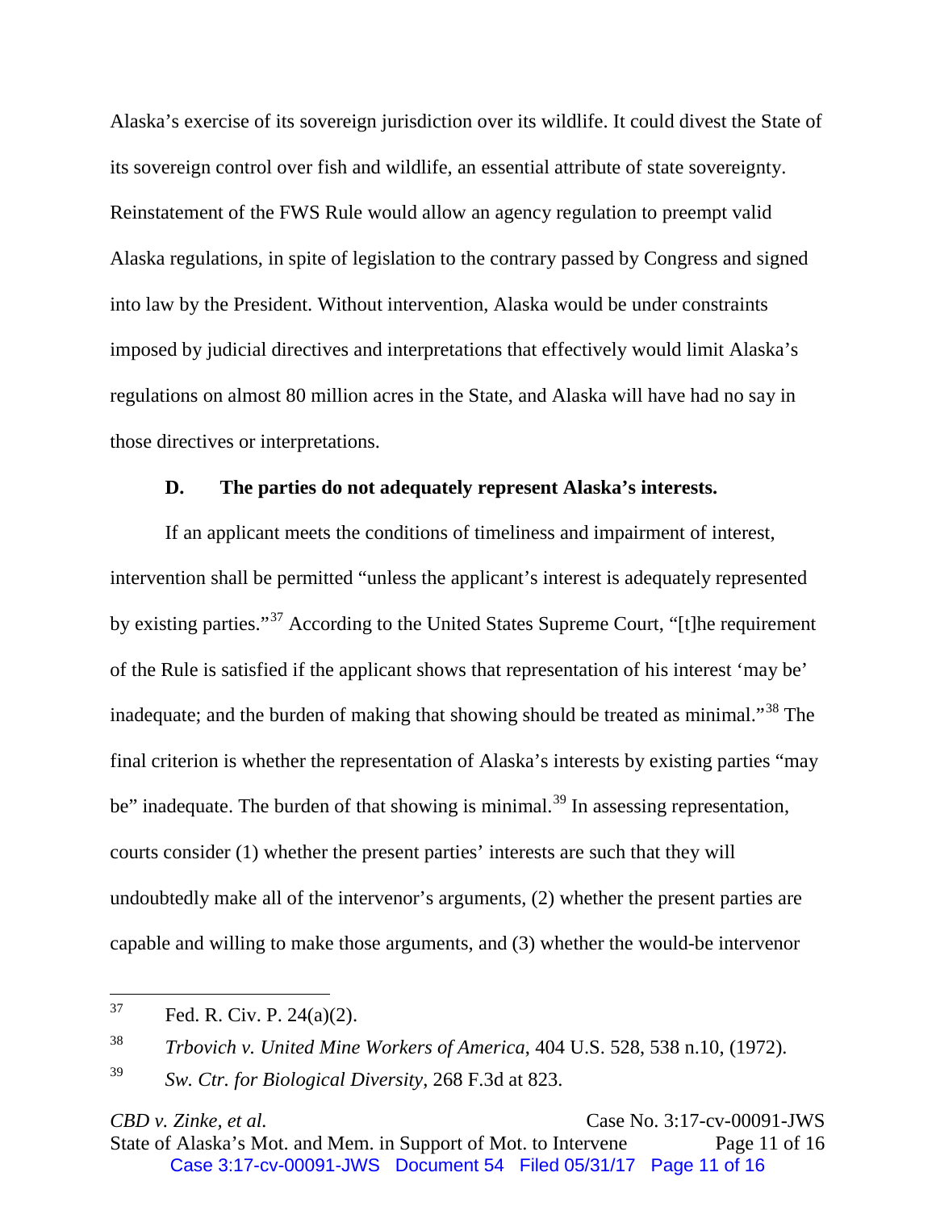Alaska's exercise of its sovereign jurisdiction over its wildlife. It could divest the State of its sovereign control over fish and wildlife, an essential attribute of state sovereignty. Reinstatement of the FWS Rule would allow an agency regulation to preempt valid Alaska regulations, in spite of legislation to the contrary passed by Congress and signed into law by the President. Without intervention, Alaska would be under constraints imposed by judicial directives and interpretations that effectively would limit Alaska's regulations on almost 80 million acres in the State, and Alaska will have had no say in those directives or interpretations.

### D. The parties do not adequately represent Alaska's interests.

If an applicant meets the conditions of timeliness and impairment of interest, intervention shall be permitted "unless the applicant's interest is adequately represented by existing parties."[37] According to the United States Supreme Court, "[t]he requirement of the Rule is satisfied if the applicant shows that representation of his interest 'may be' inadequate; and the burden of making that showing should be treated as minimal."[38] The final criterion is whether the representation of Alaska's interests by existing parties "may be" inadequate. The burden of that showing is minimal.[39] In assessing representation, courts consider (1) whether the present parties' interests are such that they will undoubtedly make all of the intervenor's arguments, (2) whether the present parties are capable and willing to make those arguments, and (3) whether the would-be intervenor

---

[37] Fed. R. Civ. P. 24(a)(2).

[38] *Trbovich v. United Mine Workers of America*, 404 U.S. 528, 538 n.10, (1972).

[39] *Sw. Ctr. for Biological Diversity*, 268 F.3d at 823.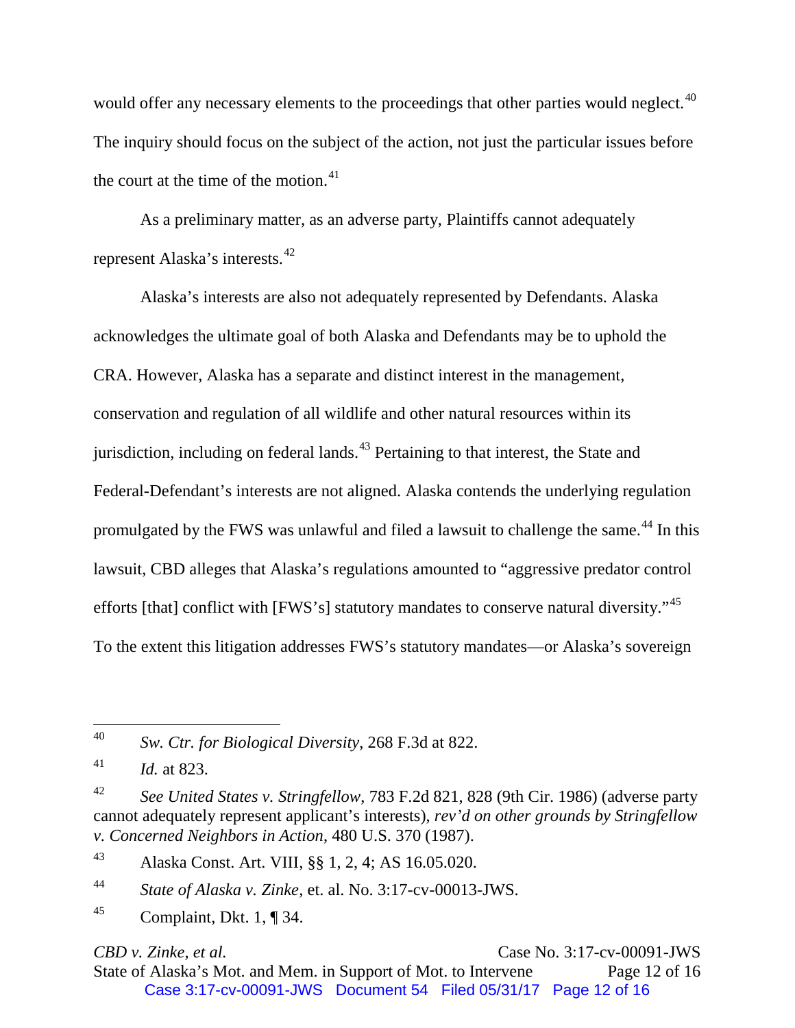would offer any necessary elements to the proceedings that other parties would neglect.[40] The inquiry should focus on the subject of the action, not just the particular issues before the court at the time of the motion.[41]

As a preliminary matter, as an adverse party, Plaintiffs cannot adequately represent Alaska's interests.[42]

Alaska's interests are also not adequately represented by Defendants. Alaska acknowledges the ultimate goal of both Alaska and Defendants may be to uphold the CRA. However, Alaska has a separate and distinct interest in the management, conservation and regulation of all wildlife and other natural resources within its jurisdiction, including on federal lands.[43] Pertaining to that interest, the State and Federal-Defendant's interests are not aligned. Alaska contends the underlying regulation promulgated by the FWS was unlawful and filed a lawsuit to challenge the same.[44] In this lawsuit, CBD alleges that Alaska's regulations amounted to "aggressive predator control efforts [that] conflict with [FWS's] statutory mandates to conserve natural diversity."[45] To the extent this litigation addresses FWS's statutory mandates—or Alaska's sovereign

---

[40] *Sw. Ctr. for Biological Diversity*, 268 F.3d at 822.

[41] *Id.* at 823.

[42] *See United States v. Stringfellow*, 783 F.2d 821, 828 (9th Cir. 1986) (adverse party cannot adequately represent applicant's interests), *rev'd on other grounds by Stringfellow v. Concerned Neighbors in Action*, 480 U.S. 370 (1987).

[43] Alaska Const. Art. VIII, §§ 1, 2, 4; AS 16.05.020.

[44] *State of Alaska v. Zinke*, et. al. No. 3:17-cv-00013-JWS.

[45] Complaint, Dkt. 1, ¶ 34.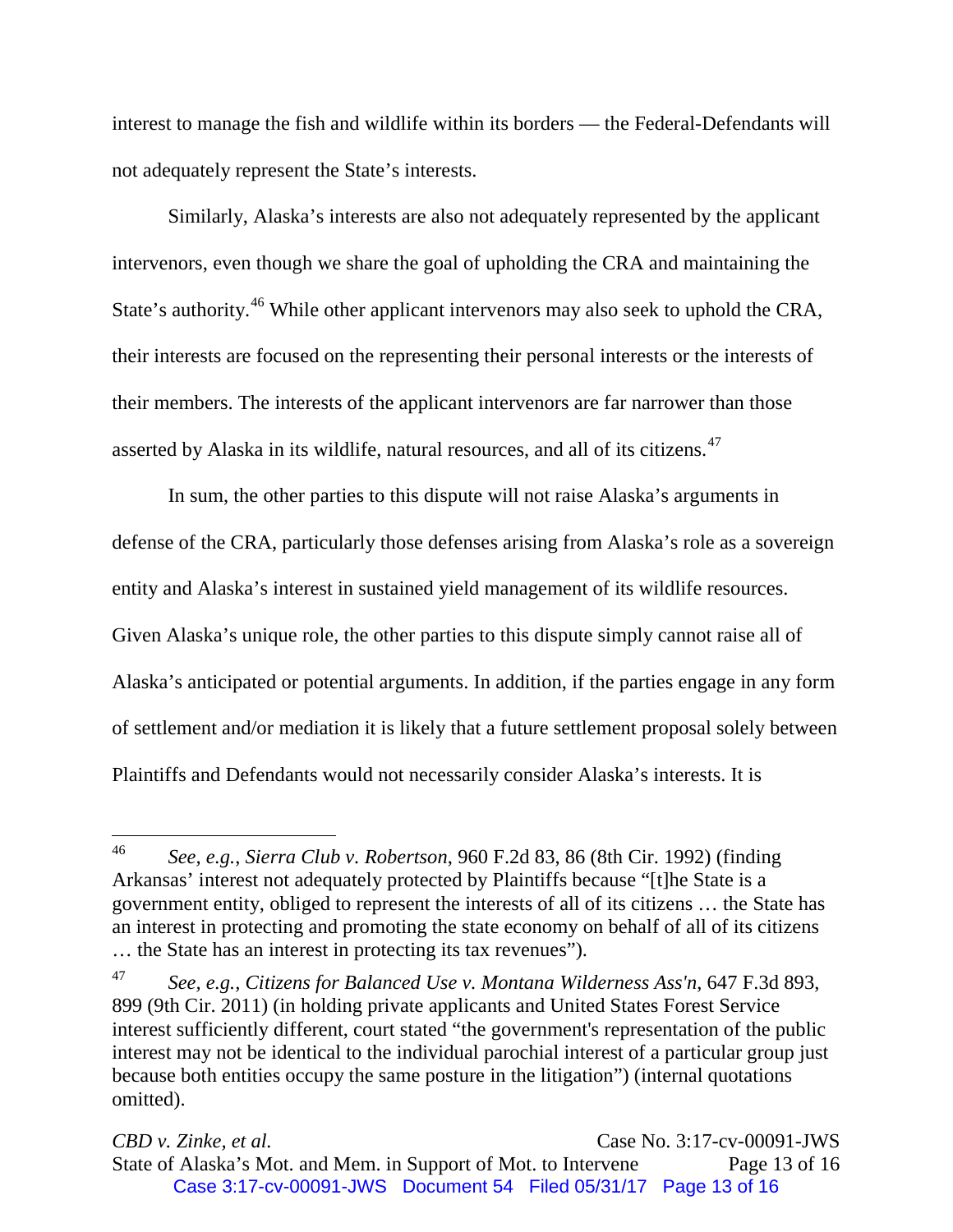interest to manage the fish and wildlife within its borders — the Federal-Defendants will not adequately represent the State's interests.

Similarly, Alaska's interests are also not adequately represented by the applicant intervenors, even though we share the goal of upholding the CRA and maintaining the State's authority.[46] While other applicant intervenors may also seek to uphold the CRA, their interests are focused on the representing their personal interests or the interests of their members. The interests of the applicant intervenors are far narrower than those asserted by Alaska in its wildlife, natural resources, and all of its citizens.[47]

In sum, the other parties to this dispute will not raise Alaska's arguments in defense of the CRA, particularly those defenses arising from Alaska's role as a sovereign entity and Alaska's interest in sustained yield management of its wildlife resources. Given Alaska's unique role, the other parties to this dispute simply cannot raise all of Alaska's anticipated or potential arguments. In addition, if the parties engage in any form of settlement and/or mediation it is likely that a future settlement proposal solely between Plaintiffs and Defendants would not necessarily consider Alaska's interests. It is

---

[46] *See, e.g.*, *Sierra Club v. Robertson*, 960 F.2d 83, 86 (8th Cir. 1992) (finding Arkansas' interest not adequately protected by Plaintiffs because "[t]he State is a government entity, obliged to represent the interests of all of its citizens … the State has an interest in protecting and promoting the state economy on behalf of all of its citizens … the State has an interest in protecting its tax revenues").

[47] *See, e.g., Citizens for Balanced Use v. Montana Wilderness Ass'n*, 647 F.3d 893, 899 (9th Cir. 2011) (in holding private applicants and United States Forest Service interest sufficiently different, court stated "the government's representation of the public interest may not be identical to the individual parochial interest of a particular group just because both entities occupy the same posture in the litigation") (internal quotations omitted).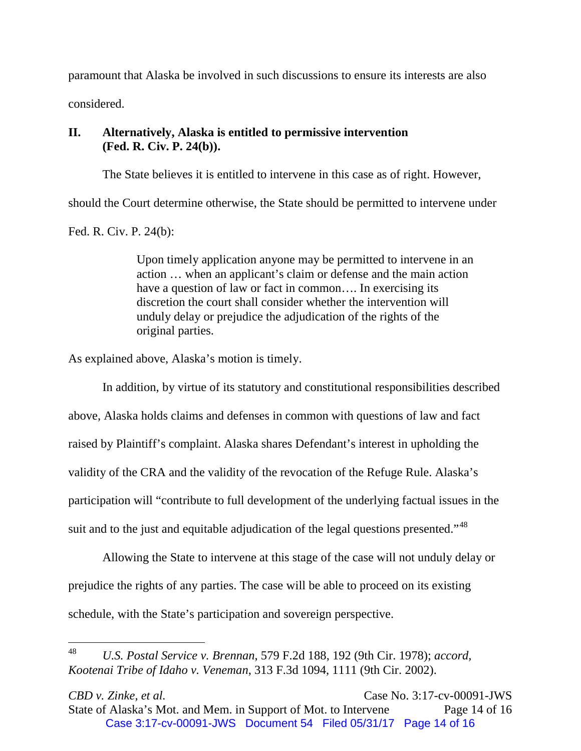paramount that Alaska be involved in such discussions to ensure its interests are also considered.

## II. Alternatively, Alaska is entitled to permissive intervention (Fed. R. Civ. P. 24(b)).

The State believes it is entitled to intervene in this case as of right. However, should the Court determine otherwise, the State should be permitted to intervene under Fed. R. Civ. P. 24(b):

> Upon timely application anyone may be permitted to intervene in an action … when an applicant's claim or defense and the main action have a question of law or fact in common…. In exercising its discretion the court shall consider whether the intervention will unduly delay or prejudice the adjudication of the rights of the original parties.

As explained above, Alaska's motion is timely.

In addition, by virtue of its statutory and constitutional responsibilities described above, Alaska holds claims and defenses in common with questions of law and fact raised by Plaintiff's complaint. Alaska shares Defendant's interest in upholding the validity of the CRA and the validity of the revocation of the Refuge Rule. Alaska's participation will "contribute to full development of the underlying factual issues in the suit and to the just and equitable adjudication of the legal questions presented."[48]

Allowing the State to intervene at this stage of the case will not unduly delay or prejudice the rights of any parties. The case will be able to proceed on its existing schedule, with the State's participation and sovereign perspective.

---

[48] *U.S. Postal Service v. Brennan*, 579 F.2d 188, 192 (9th Cir. 1978); *accord*, *Kootenai Tribe of Idaho v. Veneman*, 313 F.3d 1094, 1111 (9th Cir. 2002).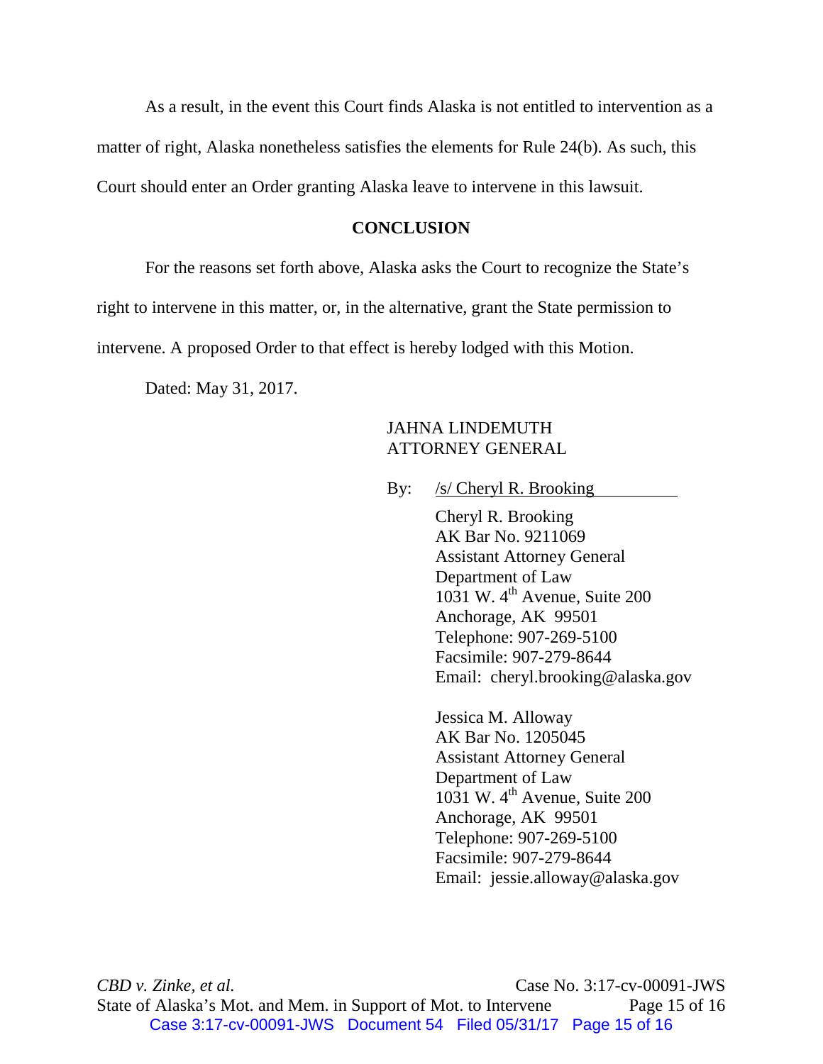As a result, in the event this Court finds Alaska is not entitled to intervention as a matter of right, Alaska nonetheless satisfies the elements for Rule 24(b). As such, this Court should enter an Order granting Alaska leave to intervene in this lawsuit.

## CONCLUSION

For the reasons set forth above, Alaska asks the Court to recognize the State's right to intervene in this matter, or, in the alternative, grant the State permission to intervene. A proposed Order to that effect is hereby lodged with this Motion.

Dated: May 31, 2017.

JAHNA LINDEMUTH
ATTORNEY GENERAL

By: /s/ Cheryl R. Brooking

Cheryl R. Brooking
AK Bar No. 9211069
Assistant Attorney General
Department of Law
1031 W. 4th Avenue, Suite 200
Anchorage, AK 99501
Telephone: 907-269-5100
Facsimile: 907-279-8644
Email: cheryl.brooking@alaska.gov

Jessica M. Alloway
AK Bar No. 1205045
Assistant Attorney General
Department of Law
1031 W. 4th Avenue, Suite 200
Anchorage, AK 99501
Telephone: 907-269-5100
Facsimile: 907-279-8644
Email: jessie.alloway@alaska.gov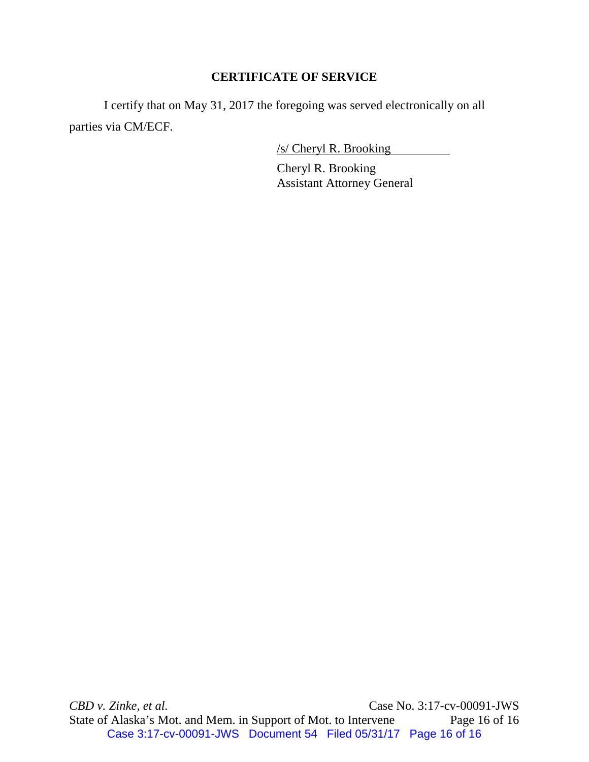**CERTIFICATE OF SERVICE**

I certify that on May 31, 2017 the foregoing was served electronically on all parties via CM/ECF.

/s/ Cheryl R. Brooking

Cheryl R. Brooking
Assistant Attorney General